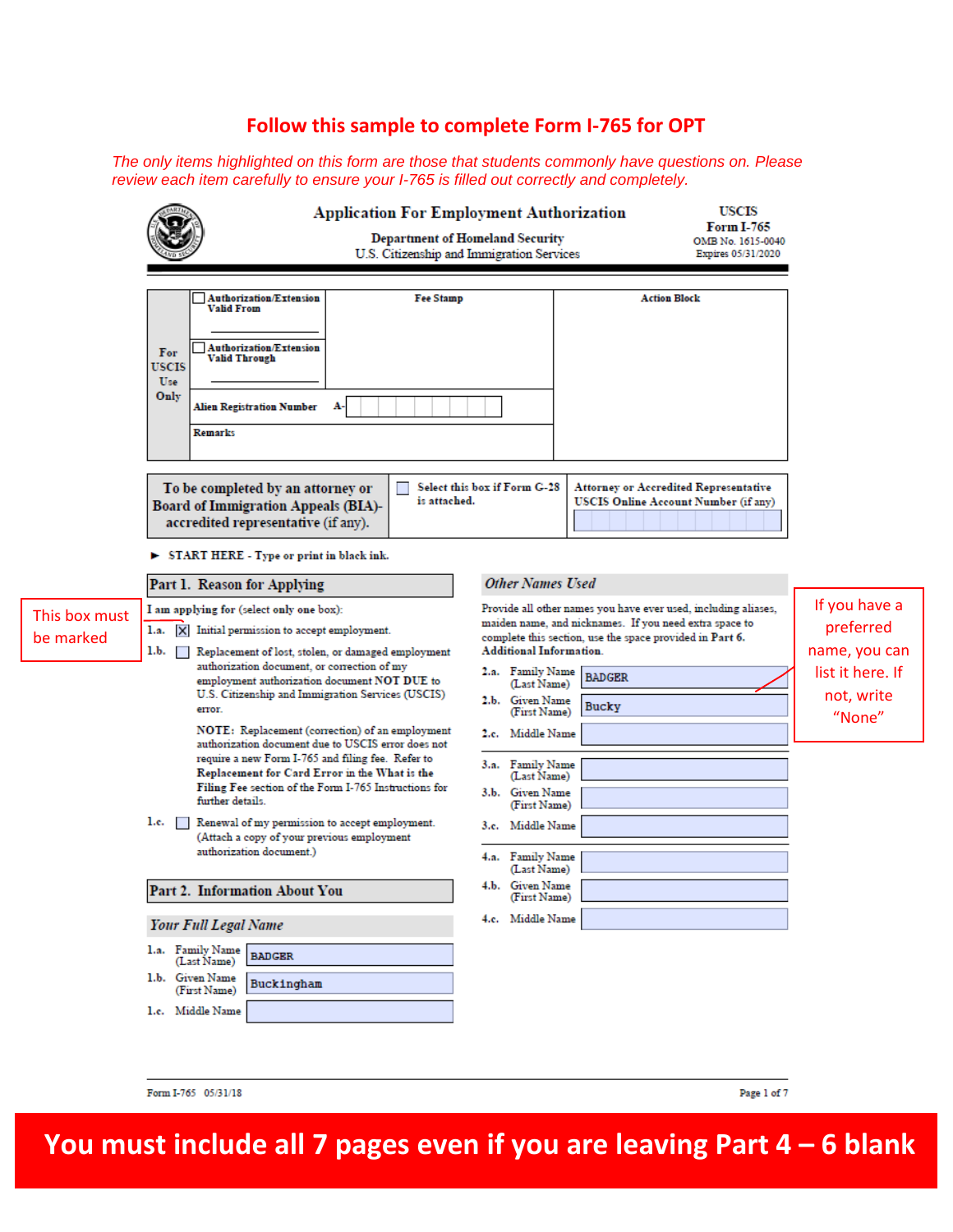# Follow this sample to complete Form I-765 for OPT

*The only items highlighted on this form are those that students commonly have questions on. Please review each item carefully to ensure your I-765 is filled out correctly and completely.*

## Application For Employment Authorization

Department of Homeland Security
U.S. Citizenship and Immigration Services

USCIS
Form I-765
OMB No. 1615-0040
Expires 05/31/2020

| For USCIS Use Only | Authorization/Extension Valid From | Fee Stamp | Action Block |
|---|---|---|---|
| | Authorization/Extension Valid Through | | |
| | Alien Registration Number A- | | |
| | Remarks | | |

| To be completed by an attorney or Board of Immigration Appeals (BIA)-accredited representative (if any). | ☐ Select this box if Form G-28 is attached. | Attorney or Accredited Representative USCIS Online Account Number (if any) |
|---|---|---|

► START HERE - Type or print in black ink.

### Part 1. Reason for Applying

I am applying for (select only one box):

This box must be marked

1.a. ☒ Initial permission to accept employment.

1.b. ☐ Replacement of lost, stolen, or damaged employment authorization document, or correction of my employment authorization document NOT DUE to U.S. Citizenship and Immigration Services (USCIS) error.

NOTE: Replacement (correction) of an employment authorization document due to USCIS error does not require a new Form I-765 and filing fee. Refer to **Replacement for Card Error** in the **What is the Filing Fee** section of the Form I-765 Instructions for further details.

1.c. ☐ Renewal of my permission to accept employment. (Attach a copy of your previous employment authorization document.)

### Part 2. Information About You

*Your Full Legal Name*

1.a. Family Name (Last Name): BADGER

1.b. Given Name (First Name): Buckingham

1.c. Middle Name:

*Other Names Used*

Provide all other names you have ever used, including aliases, maiden name, and nicknames. If you need extra space to complete this section, use the space provided in **Part 6. Additional Information**.

If you have a preferred name, you can list it here. If not, write "None"

2.a. Family Name (Last Name): BADGER

2.b. Given Name (First Name): Bucky

2.c. Middle Name:

3.a. Family Name (Last Name):

3.b. Given Name (First Name):

3.c. Middle Name:

4.a. Family Name (Last Name):

4.b. Given Name (First Name):

4.c. Middle Name:

**You must include all 7 pages even if you are leaving Part 4 – 6 blank**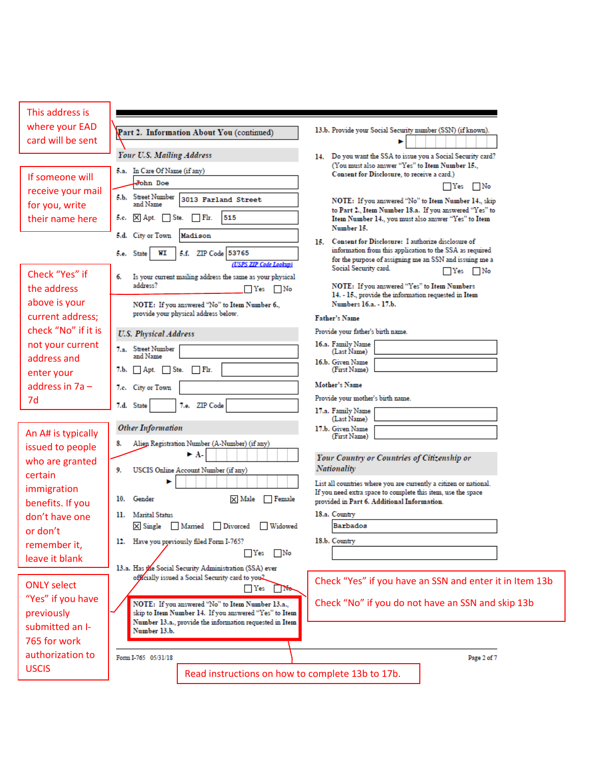This address is where your EAD card will be sent

If someone will receive your mail for you, write their name here

Check "Yes" if the address above is your current address; check "No" if it is not your current address and enter your address in 7a – 7d

An A# is typically issued to people who are granted certain immigration benefits. If you don't have one or don't remember it, leave it blank

ONLY select "Yes" if you have previously submitted an I-765 for work authorization to USCIS

## Part 2. Information About You (continued)

### *Your U.S. Mailing Address*

**5.a.** In Care Of Name (if any): John Doe

**5.b.** Street Number and Name: 3013 Farland Street

**5.c.** [X] Apt. [ ] Ste. [ ] Flr. 515

**5.d.** City or Town: Madison

**5.e.** State: WI **5.f.** ZIP Code: 53765

[USPS ZIP Code Lookup](#)

**6.** Is your current mailing address the same as your physical address? [ ] Yes [ ] No

**NOTE:** If you answered "No" to Item Number 6., provide your physical address below.

### *U.S. Physical Address*

**7.a.** Street Number and Name: ______

**7.b.** [ ] Apt. [ ] Ste. [ ] Flr. ______

**7.c.** City or Town: ______

**7.d.** State: ______ **7.e.** ZIP Code: ______

### *Other Information*

**8.** Alien Registration Number (A-Number) (if any) ► A- ______

**9.** USCIS Online Account Number (if any) ► ______

**10.** Gender [X] Male [ ] Female

**11.** Marital Status [X] Single [ ] Married [ ] Divorced [ ] Widowed

**12.** Have you previously filed Form I-765? [ ] Yes [ ] No

**13.a.** Has the Social Security Administration (SSA) ever officially issued a Social Security card to you? [ ] Yes [ ] No

**NOTE:** If you answered "No" to Item Number 13.a., skip to Item Number 14. If you answered "Yes" to Item Number 13.a., provide the information requested in Item Number 13.b.

Check "Yes" if you have an SSN and enter it in Item 13b

Check "No" if you do not have an SSN and skip 13b

Read instructions on how to complete 13b to 17b.

**13.b.** Provide your Social Security number (SSN) (if known). ► ______

**14.** Do you want the SSA to issue you a Social Security card? (You must also answer "Yes" to Item Number 15., **Consent for Disclosure**, to receive a card.) [ ] Yes [ ] No

**NOTE:** If you answered "No" to Item Number 14., skip to Part 2., Item Number 18.a. If you answered "Yes" to Item Number 14., you must also answer "Yes" to Item Number 15.

**15. Consent for Disclosure:** I authorize disclosure of information from this application to the SSA as required for the purpose of assigning me an SSN and issuing me a Social Security card. [ ] Yes [ ] No

**NOTE:** If you answered "Yes" to Item Numbers 14. - 15., provide the information requested in Item Numbers 16.a. - 17.b.

**Father's Name**

Provide your father's birth name.

**16.a.** Family Name (Last Name): ______

**16.b.** Given Name (First Name): ______

**Mother's Name**

Provide your mother's birth name.

**17.a.** Family Name (Last Name): ______

**17.b.** Given Name (First Name): ______

### *Your Country or Countries of Citizenship or Nationality*

List all countries where you are currently a citizen or national. If you need extra space to complete this item, use the space provided in **Part 6. Additional Information**.

**18.a.** Country: Barbados

**18.b.** Country: ______

Form I-765 05/31/18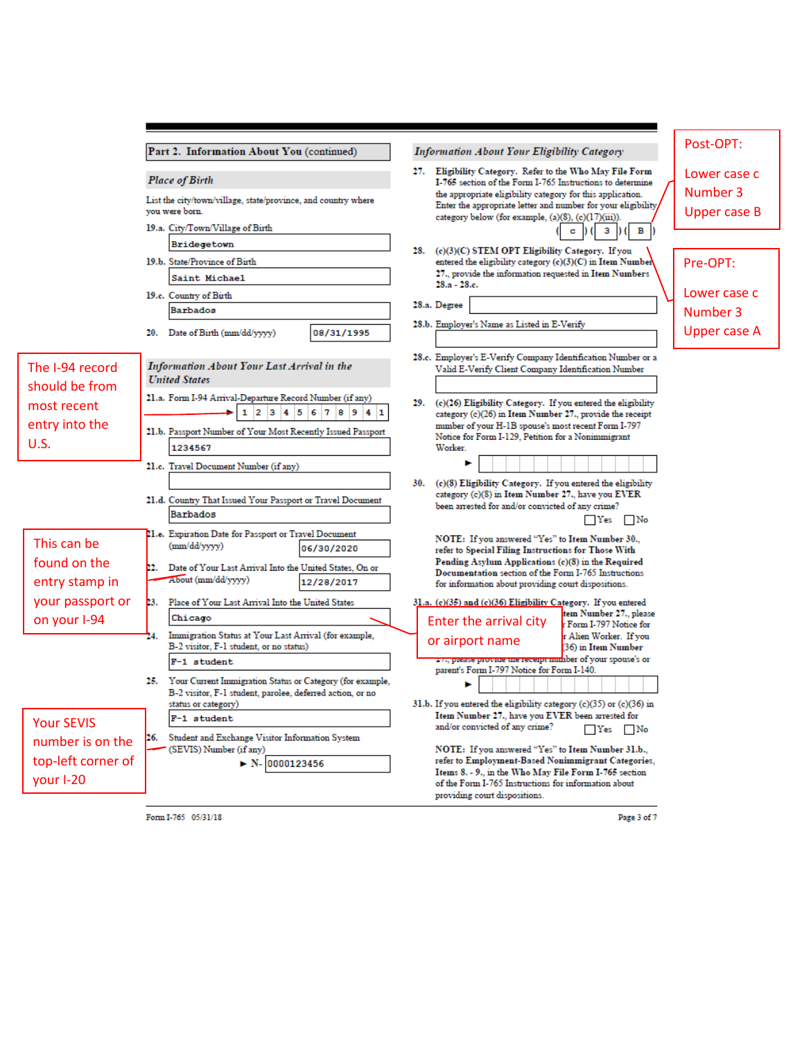## Part 2. Information About You (continued)

### *Place of Birth*

List the city/town/village, state/province, and country where you were born.

19.a. City/Town/Village of Birth
Bridegetown

19.b. State/Province of Birth
Saint Michael

19.c. Country of Birth
Barbados

20. Date of Birth (mm/dd/yyyy) 08/31/1995

### *Information About Your Last Arrival in the United States*

The I-94 record should be from most recent entry into the U.S.

21.a. Form I-94 Arrival-Departure Record Number (if any)
1 2 3 4 5 6 7 8 9 4 1

21.b. Passport Number of Your Most Recently Issued Passport
1234567

21.c. Travel Document Number (if any)

21.d. Country That Issued Your Passport or Travel Document
Barbados

21.e. Expiration Date for Passport or Travel Document (mm/dd/yyyy)
06/30/2020

This can be found on the entry stamp in your passport or on your I-94

22. Date of Your Last Arrival Into the United States, On or About (mm/dd/yyyy)
12/28/2017

23. Place of Your Last Arrival Into the United States
Chicago

Enter the arrival city or airport name

24. Immigration Status at Your Last Arrival (for example, B-2 visitor, F-1 student, or no status)
F-1 student

25. Your Current Immigration Status or Category (for example, B-2 visitor, F-1 student, parolee, deferred action, or no status or category)
F-1 student

Your SEVIS number is on the top-left corner of your I-20

26. Student and Exchange Visitor Information System (SEVIS) Number (if any)
► N- 0000123456

### *Information About Your Eligibility Category*

27. **Eligibility Category.** Refer to the **Who May File Form I-765** section of the Form I-765 Instructions to determine the appropriate eligibility category for this application. Enter the appropriate letter and number for your eligibility category below (for example, (a)(8), (c)(17)(iii)).
( c ) ( 3 ) ( B )

Post-OPT: Lower case c, Number 3, Upper case B

Pre-OPT: Lower case c, Number 3, Upper case A

28. **(c)(3)(C) STEM OPT Eligibility Category.** If you entered the eligibility category (c)(3)(C) in **Item Number 27.**, provide the information requested in **Item Numbers 28.a. - 28.c.**

28.a. Degree

28.b. Employer's Name as Listed in E-Verify

28.c. Employer's E-Verify Company Identification Number or a Valid E-Verify Client Company Identification Number

29. **(c)(26) Eligibility Category.** If you entered the eligibility category (c)(26) in **Item Number 27.**, provide the receipt number of your H-1B spouse's most recent Form I-797 Notice for Form I-129, Petition for a Nonimmigrant Worker.
►

30. **(c)(8) Eligibility Category.** If you entered the eligibility category (c)(8) in **Item Number 27.**, have you **EVER** been arrested for and/or convicted of any crime?
☐ Yes ☐ No

**NOTE:** If you answered "Yes" to **Item Number 30.**, refer to **Special Filing Instructions for Those With Pending Asylum Applications (c)(8)** in the **Required Documentation** section of the Form I-765 Instructions for information about providing court dispositions.

31.a. **(c)(35) and (c)(36) Eligibility Category.** If you entered ... Item Number 27., please ... Form I-797 Notice for ... Alien Worker. If you ... (36) in **Item Number 27.**, please provide the receipt number of your spouse's or parent's Form I-797 Notice for Form I-140.
►

31.b. If you entered the eligibility category (c)(35) or (c)(36) in **Item Number 27.**, have you **EVER** been arrested for and/or convicted of any crime?
☐ Yes ☐ No

**NOTE:** If you answered "Yes" to **Item Number 31.b.**, refer to **Employment-Based Nonimmigrant Categories, Items 8. - 9.**, in the **Who May File Form I-765** section of the Form I-765 Instructions for information about providing court dispositions.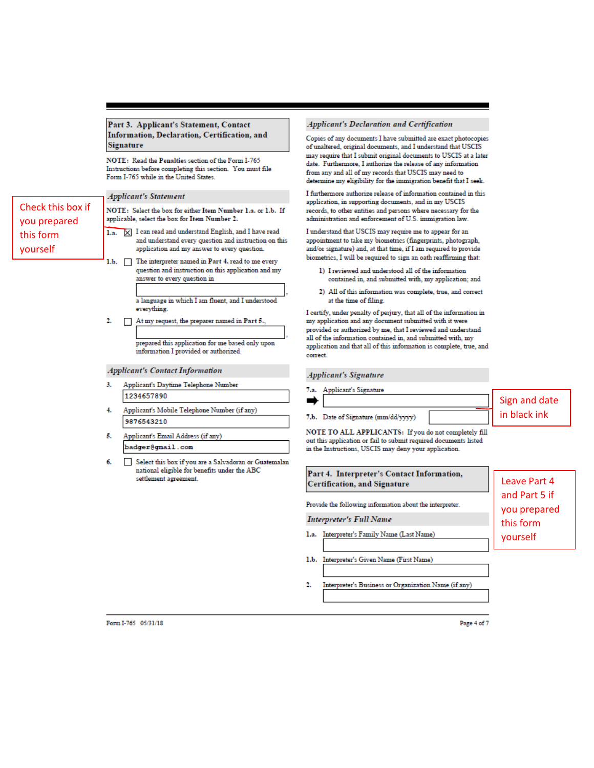## Part 3. Applicant's Statement, Contact Information, Declaration, Certification, and Signature

**NOTE:** Read the **Penalties** section of the Form I-765 Instructions before completing this section. You must file Form I-765 while in the United States.

Check this box if you prepared this form yourself

### *Applicant's Statement*

**NOTE:** Select the box for either **Item Number 1.a.** or **1.b.** If applicable, select the box for **Item Number 2.**

**1.a.** ☒ I can read and understand English, and I have read and understand every question and instruction on this application and my answer to every question.

**1.b.** ☐ The interpreter named in **Part 4.** read to me every question and instruction on this application and my answer to every question in ____________________, a language in which I am fluent, and I understood everything.

**2.** ☐ At my request, the preparer named in **Part 5.**, ____________________, prepared this application for me based only upon information I provided or authorized.

### *Applicant's Contact Information*

**3.** Applicant's Daytime Telephone Number

1234657890

**4.** Applicant's Mobile Telephone Number (if any)

9876543210

**5.** Applicant's Email Address (if any)

badger@gmail.com

**6.** ☐ Select this box if you are a Salvadoran or Guatemalan national eligible for benefits under the ABC settlement agreement.

### *Applicant's Declaration and Certification*

Copies of any documents I have submitted are exact photocopies of unaltered, original documents, and I understand that USCIS may require that I submit original documents to USCIS at a later date. Furthermore, I authorize the release of any information from any and all of my records that USCIS may need to determine my eligibility for the immigration benefit that I seek.

I furthermore authorize release of information contained in this application, in supporting documents, and in my USCIS records, to other entities and persons where necessary for the administration and enforcement of U.S. immigration law.

I understand that USCIS may require me to appear for an appointment to take my biometrics (fingerprints, photograph, and/or signature) and, at that time, if I am required to provide biometrics, I will be required to sign an oath reaffirming that:

1) I reviewed and understood all of the information contained in, and submitted with, my application; and

2) All of this information was complete, true, and correct at the time of filing.

I certify, under penalty of perjury, that all of the information in my application and any document submitted with it were provided or authorized by me, that I reviewed and understand all of the information contained in, and submitted with, my application and that all of this information is complete, true, and correct.

### *Applicant's Signature*

**7.a.** Applicant's Signature

➡ ____________________

**7.b.** Date of Signature (mm/dd/yyyy) ____________________

Sign and date in black ink

**NOTE TO ALL APPLICANTS:** If you do not completely fill out this application or fail to submit required documents listed in the Instructions, USCIS may deny your application.

## Part 4. Interpreter's Contact Information, Certification, and Signature

Leave Part 4 and Part 5 if you prepared this form yourself

Provide the following information about the interpreter.

### *Interpreter's Full Name*

**1.a.** Interpreter's Family Name (Last Name)

____________________

**1.b.** Interpreter's Given Name (First Name)

____________________

**2.** Interpreter's Business or Organization Name (if any)

____________________

Form I-765 05/31/18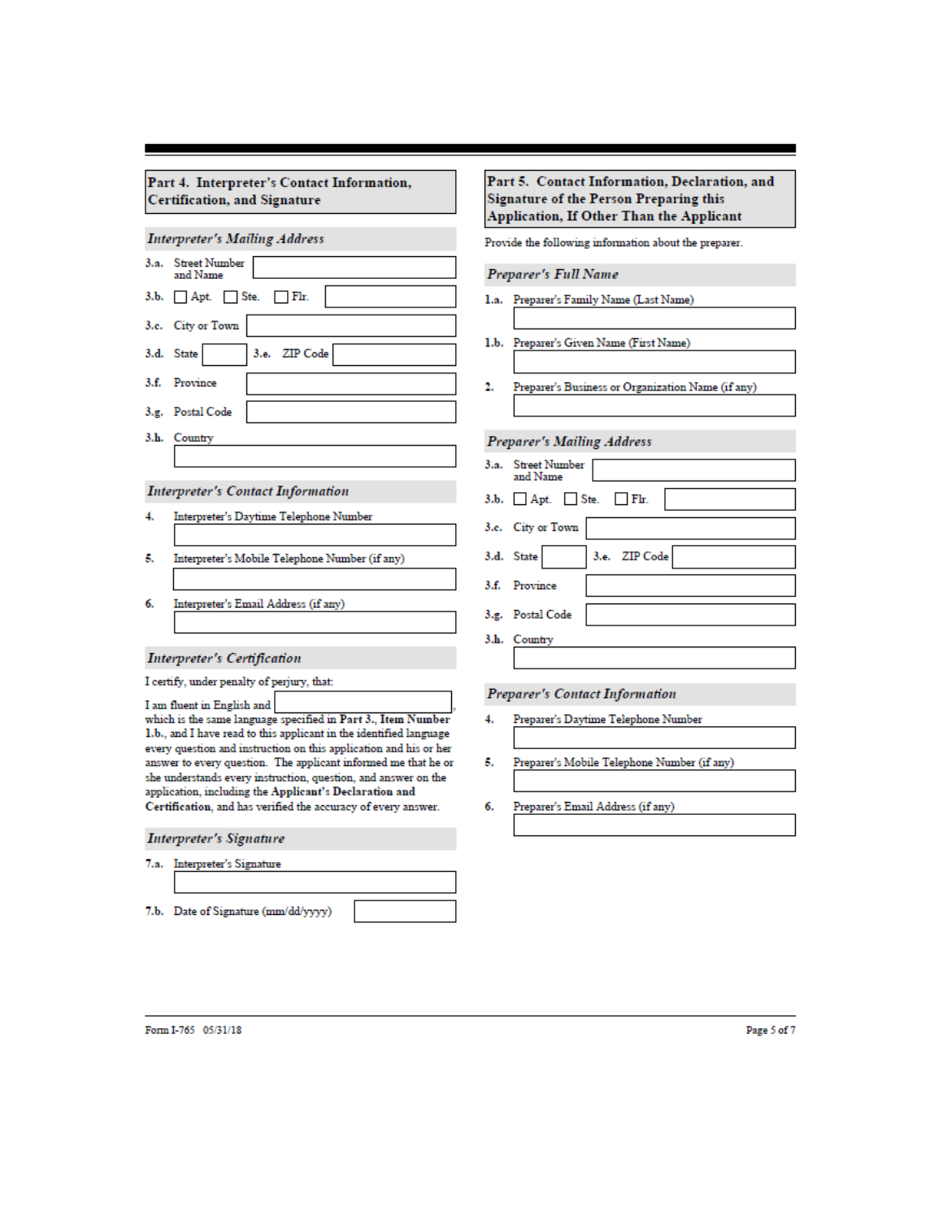## Part 4. Interpreter's Contact Information, Certification, and Signature

### *Interpreter's Mailing Address*

3.a. Street Number and Name

3.b. ☐ Apt. ☐ Ste. ☐ Flr.

3.c. City or Town

3.d. State 3.e. ZIP Code

3.f. Province

3.g. Postal Code

3.h. Country

### *Interpreter's Contact Information*

4. Interpreter's Daytime Telephone Number

5. Interpreter's Mobile Telephone Number (if any)

6. Interpreter's Email Address (if any)

### *Interpreter's Certification*

I certify, under penalty of perjury, that:

I am fluent in English and ____________, which is the same language specified in **Part 3., Item Number 1.b.**, and I have read to this applicant in the identified language every question and instruction on this application and his or her answer to every question. The applicant informed me that he or she understands every instruction, question, and answer on the application, including the **Applicant's Declaration and Certification**, and has verified the accuracy of every answer.

### *Interpreter's Signature*

7.a. Interpreter's Signature

7.b. Date of Signature (mm/dd/yyyy)

## Part 5. Contact Information, Declaration, and Signature of the Person Preparing this Application, If Other Than the Applicant

Provide the following information about the preparer.

### *Preparer's Full Name*

1.a. Preparer's Family Name (Last Name)

1.b. Preparer's Given Name (First Name)

2. Preparer's Business or Organization Name (if any)

### *Preparer's Mailing Address*

3.a. Street Number and Name

3.b. ☐ Apt. ☐ Ste. ☐ Flr.

3.c. City or Town

3.d. State 3.e. ZIP Code

3.f. Province

3.g. Postal Code

3.h. Country

### *Preparer's Contact Information*

4. Preparer's Daytime Telephone Number

5. Preparer's Mobile Telephone Number (if any)

6. Preparer's Email Address (if any)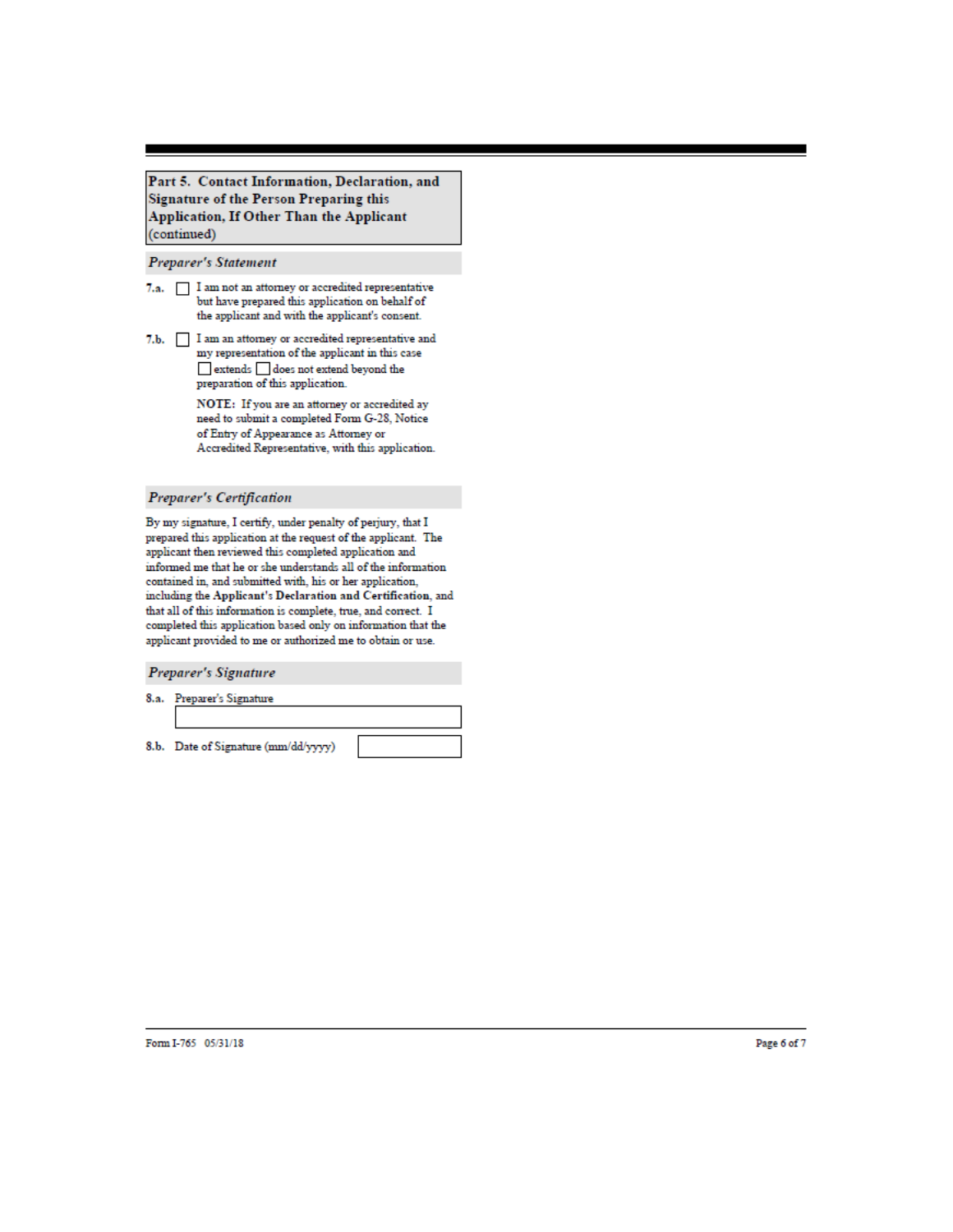## Part 5. Contact Information, Declaration, and Signature of the Person Preparing this Application, If Other Than the Applicant (continued)

### *Preparer's Statement*

**7.a.** ☐ I am not an attorney or accredited representative but have prepared this application on behalf of the applicant and with the applicant's consent.

**7.b.** ☐ I am an attorney or accredited representative and my representation of the applicant in this case ☐ extends ☐ does not extend beyond the preparation of this application.

**NOTE:** If you are an attorney or accredited ay need to submit a completed Form G-28, Notice of Entry of Appearance as Attorney or Accredited Representative, with this application.

### *Preparer's Certification*

By my signature, I certify, under penalty of perjury, that I prepared this application at the request of the applicant. The applicant then reviewed this completed application and informed me that he or she understands all of the information contained in, and submitted with, his or her application, including the **Applicant's Declaration and Certification**, and that all of this information is complete, true, and correct. I completed this application based only on information that the applicant provided to me or authorized me to obtain or use.

### *Preparer's Signature*

**8.a.** Preparer's Signature

**8.b.** Date of Signature (mm/dd/yyyy)

Form I-765 05/31/18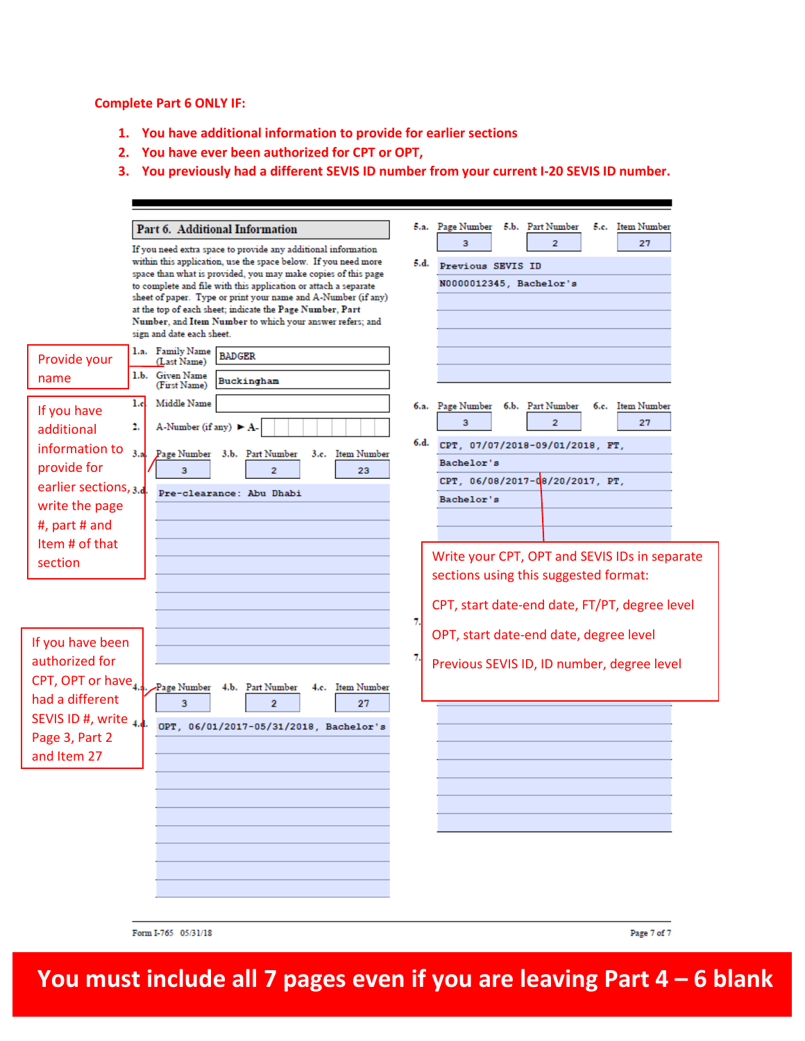**Complete Part 6 ONLY IF:**

1. **You have additional information to provide for earlier sections**
2. **You have ever been authorized for CPT or OPT,**
3. **You previously had a different SEVIS ID number from your current I-20 SEVIS ID number.**

## Part 6. Additional Information

If you need extra space to provide any additional information within this application, use the space below. If you need more space than what is provided, you may make copies of this page to complete and file with this application or attach a separate sheet of paper. Type or print your name and A-Number (if any) at the top of each sheet; indicate the **Page Number**, **Part Number**, and **Item Number** to which your answer refers; and sign and date each sheet.

Provide your name

1.a. Family Name (Last Name): BADGER

1.b. Given Name (First Name): Buckingham

1.c. Middle Name:

2. A-Number (if any) ► A-

If you have additional information to provide for earlier sections, write the page #, part # and Item # of that section

3.a. Page Number: 3 3.b. Part Number: 2 3.c. Item Number: 23

3.d. Pre-clearance: Abu Dhabi

If you have been authorized for CPT, OPT or have had a different SEVIS ID #, write Page 3, Part 2 and Item 27

4.a. Page Number: 3 4.b. Part Number: 2 4.c. Item Number: 27

4.d. OPT, 06/01/2017-05/31/2018, Bachelor's

5.a. Page Number: 3 5.b. Part Number: 2 5.c. Item Number: 27

5.d. Previous SEVIS ID
N0000012345, Bachelor's

6.a. Page Number: 3 6.b. Part Number: 2 6.c. Item Number: 27

6.d. CPT, 07/07/2018-09/01/2018, FT, Bachelor's
CPT, 06/08/2017-08/20/2017, PT, Bachelor's

Write your CPT, OPT and SEVIS IDs in separate sections using this suggested format:

CPT, start date-end date, FT/PT, degree level

OPT, start date-end date, degree level

Previous SEVIS ID, ID number, degree level

Form I-765 05/31/18

**You must include all 7 pages even if you are leaving Part 4 – 6 blank**